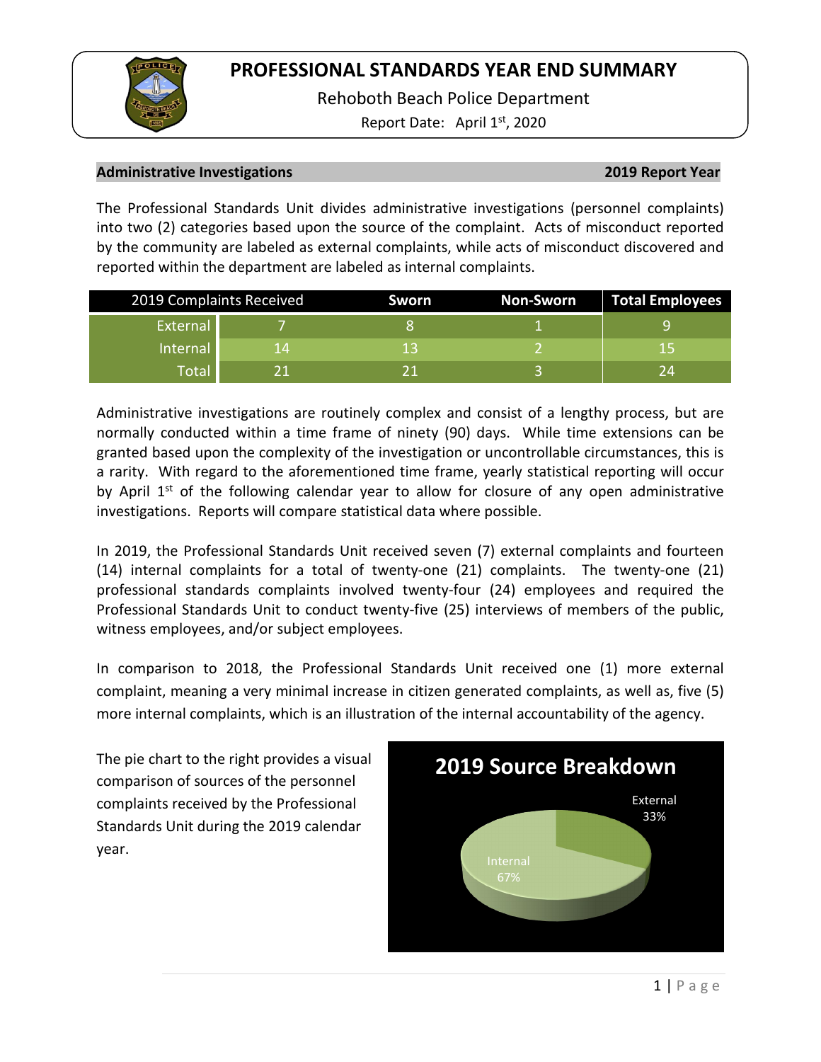# PROFESSIONAL STANDARDS YEAR END SUMMARY

Rehoboth Beach Police Department

Report Date: April 1st, 2020

## Administrative Investigations — 2019 Report Year

The Professional Standards Unit divides administrative investigations (personnel complaints) into two (2) categories based upon the source of the complaint. Acts of misconduct reported by the community are labeled as external complaints, while acts of misconduct discovered and reported within the department are labeled as internal complaints.

| 2019 Complaints Received | | Sworn | Non-Sworn | Total Employees |
|---|---|---|---|---|
| External | 7 | 8 | 1 | 9 |
| Internal | 14 | 13 | 2 | 15 |
| Total | 21 | 21 | 3 | 24 |

Administrative investigations are routinely complex and consist of a lengthy process, but are normally conducted within a time frame of ninety (90) days. While time extensions can be granted based upon the complexity of the investigation or uncontrollable circumstances, this is a rarity. With regard to the aforementioned time frame, yearly statistical reporting will occur by April 1st of the following calendar year to allow for closure of any open administrative investigations. Reports will compare statistical data where possible.

In 2019, the Professional Standards Unit received seven (7) external complaints and fourteen (14) internal complaints for a total of twenty-one (21) complaints. The twenty-one (21) professional standards complaints involved twenty-four (24) employees and required the Professional Standards Unit to conduct twenty-five (25) interviews of members of the public, witness employees, and/or subject employees.

In comparison to 2018, the Professional Standards Unit received one (1) more external complaint, meaning a very minimal increase in citizen generated complaints, as well as, five (5) more internal complaints, which is an illustration of the internal accountability of the agency.

The pie chart to the right provides a visual comparison of sources of the personnel complaints received by the Professional Standards Unit during the 2019 calendar year.

**2019 Source Breakdown**

- External 33%
- Internal 67%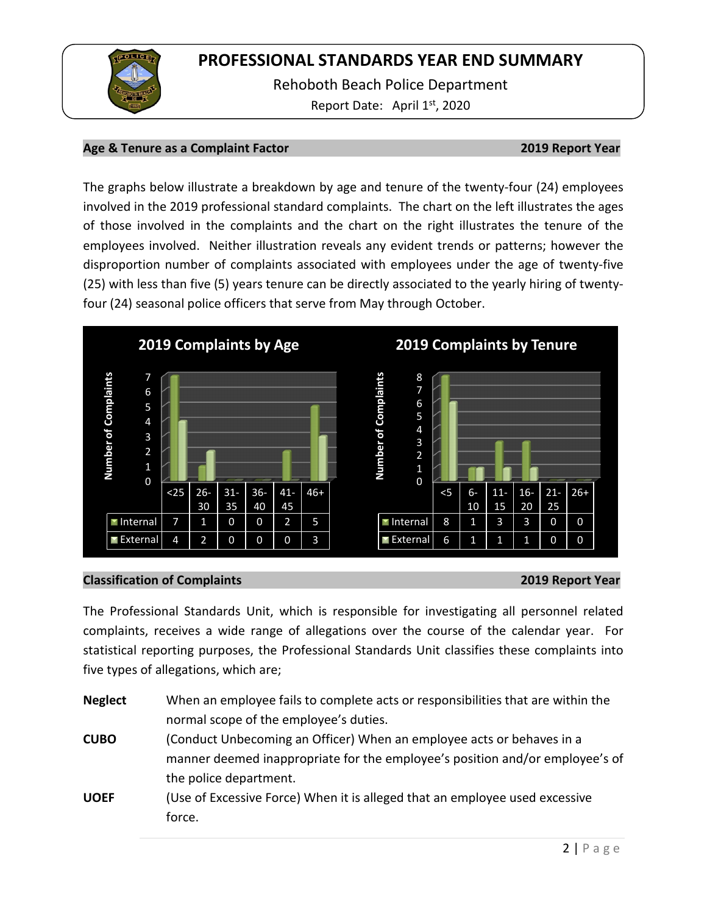# PROFESSIONAL STANDARDS YEAR END SUMMARY

Rehoboth Beach Police Department

Report Date: April 1st, 2020

## Age & Tenure as a Complaint Factor — 2019 Report Year

The graphs below illustrate a breakdown by age and tenure of the twenty-four (24) employees involved in the 2019 professional standard complaints. The chart on the left illustrates the ages of those involved in the complaints and the chart on the right illustrates the tenure of the employees involved. Neither illustration reveals any evident trends or patterns; however the disproportion number of complaints associated with employees under the age of twenty-five (25) with less than five (5) years tenure can be directly associated to the yearly hiring of twenty-four (24) seasonal police officers that serve from May through October.

**2019 Complaints by Age**

| | <25 | 26-30 | 31-35 | 36-40 | 41-45 | 46+ |
|---|---|---|---|---|---|---|
| Internal | 7 | 1 | 0 | 0 | 2 | 5 |
| External | 4 | 2 | 0 | 0 | 0 | 3 |

**2019 Complaints by Tenure**

| | <5 | 6-10 | 11-15 | 16-20 | 21-25 | 26+ |
|---|---|---|---|---|---|---|
| Internal | 8 | 1 | 3 | 3 | 0 | 0 |
| External | 6 | 1 | 1 | 1 | 0 | 0 |

## Classification of Complaints — 2019 Report Year

The Professional Standards Unit, which is responsible for investigating all personnel related complaints, receives a wide range of allegations over the course of the calendar year. For statistical reporting purposes, the Professional Standards Unit classifies these complaints into five types of allegations, which are;

**Neglect** When an employee fails to complete acts or responsibilities that are within the normal scope of the employee's duties.

**CUBO** (Conduct Unbecoming an Officer) When an employee acts or behaves in a manner deemed inappropriate for the employee's position and/or employee's of the police department.

**UOEF** (Use of Excessive Force) When it is alleged that an employee used excessive force.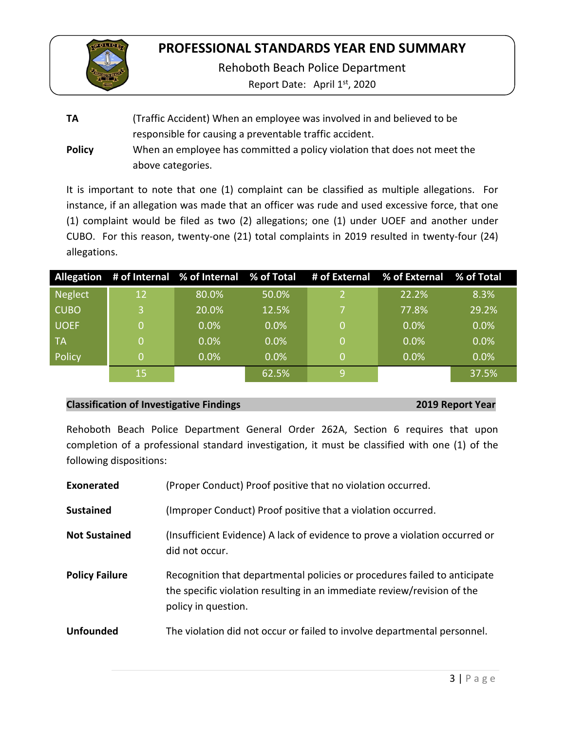**TA** (Traffic Accident) When an employee was involved in and believed to be responsible for causing a preventable traffic accident.

**Policy** When an employee has committed a policy violation that does not meet the above categories.

It is important to note that one (1) complaint can be classified as multiple allegations. For instance, if an allegation was made that an officer was rude and used excessive force, that one (1) complaint would be filed as two (2) allegations; one (1) under UOEF and another under CUBO. For this reason, twenty-one (21) total complaints in 2019 resulted in twenty-four (24) allegations.

| Allegation | # of Internal | % of Internal | % of Total | # of External | % of External | % of Total |
|---|---|---|---|---|---|---|
| Neglect | 12 | 80.0% | 50.0% | 2 | 22.2% | 8.3% |
| CUBO | 3 | 20.0% | 12.5% | 7 | 77.8% | 29.2% |
| UOEF | 0 | 0.0% | 0.0% | 0 | 0.0% | 0.0% |
| TA | 0 | 0.0% | 0.0% | 0 | 0.0% | 0.0% |
| Policy | 0 | 0.0% | 0.0% | 0 | 0.0% | 0.0% |
| | 15 | | 62.5% | 9 | | 37.5% |

## Classification of Investigative Findings — 2019 Report Year

Rehoboth Beach Police Department General Order 262A, Section 6 requires that upon completion of a professional standard investigation, it must be classified with one (1) of the following dispositions:

**Exonerated** (Proper Conduct) Proof positive that no violation occurred.

**Sustained** (Improper Conduct) Proof positive that a violation occurred.

**Not Sustained** (Insufficient Evidence) A lack of evidence to prove a violation occurred or did not occur.

**Policy Failure** Recognition that departmental policies or procedures failed to anticipate the specific violation resulting in an immediate review/revision of the policy in question.

**Unfounded** The violation did not occur or failed to involve departmental personnel.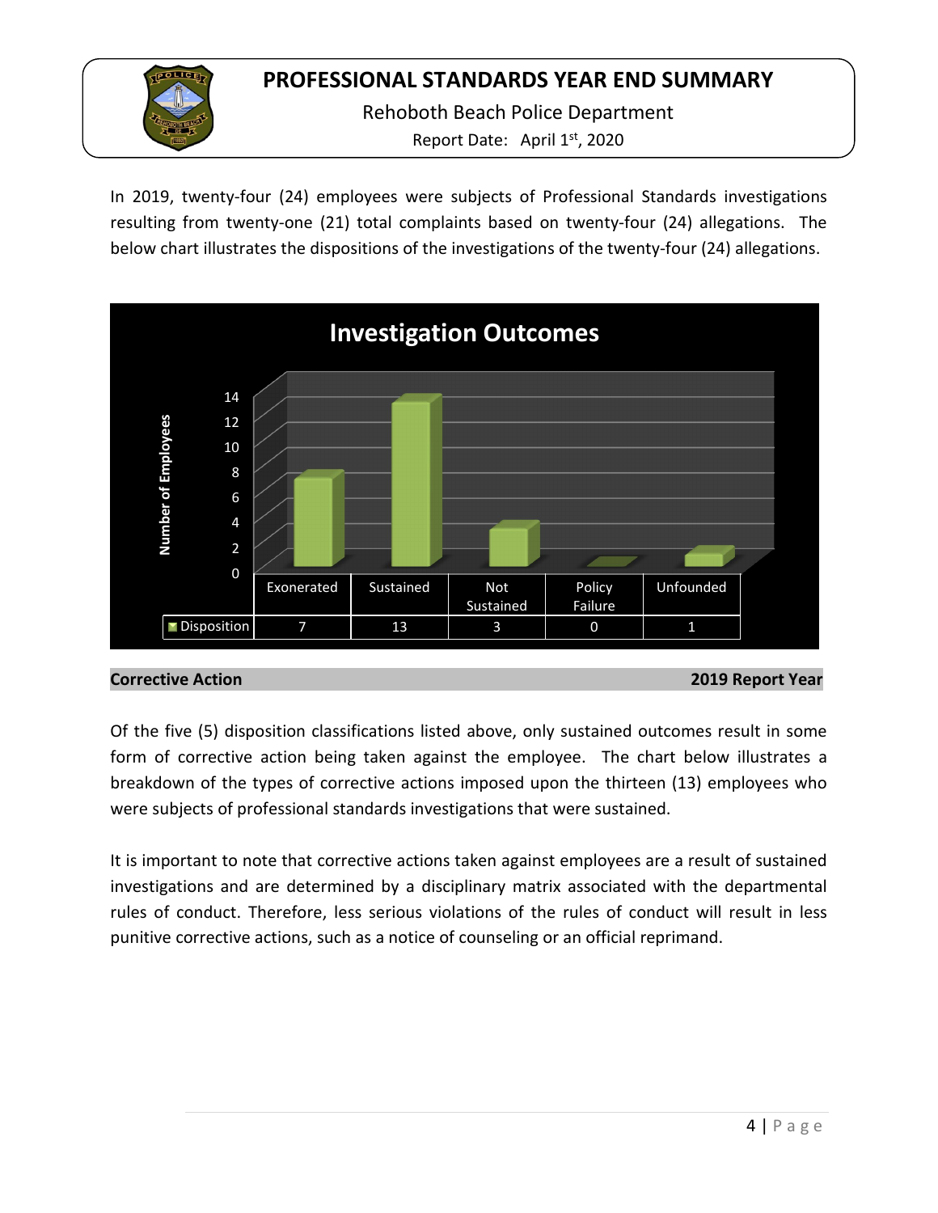# PROFESSIONAL STANDARDS YEAR END SUMMARY

Rehoboth Beach Police Department

Report Date: April 1st, 2020

In 2019, twenty-four (24) employees were subjects of Professional Standards investigations resulting from twenty-one (21) total complaints based on twenty-four (24) allegations. The below chart illustrates the dispositions of the investigations of the twenty-four (24) allegations.

**Investigation Outcomes**

| | Exonerated | Sustained | Not Sustained | Policy Failure | Unfounded |
|---|---|---|---|---|---|
| Disposition | 7 | 13 | 3 | 0 | 1 |

**Corrective Action** **2019 Report Year**

Of the five (5) disposition classifications listed above, only sustained outcomes result in some form of corrective action being taken against the employee. The chart below illustrates a breakdown of the types of corrective actions imposed upon the thirteen (13) employees who were subjects of professional standards investigations that were sustained.

It is important to note that corrective actions taken against employees are a result of sustained investigations and are determined by a disciplinary matrix associated with the departmental rules of conduct. Therefore, less serious violations of the rules of conduct will result in less punitive corrective actions, such as a notice of counseling or an official reprimand.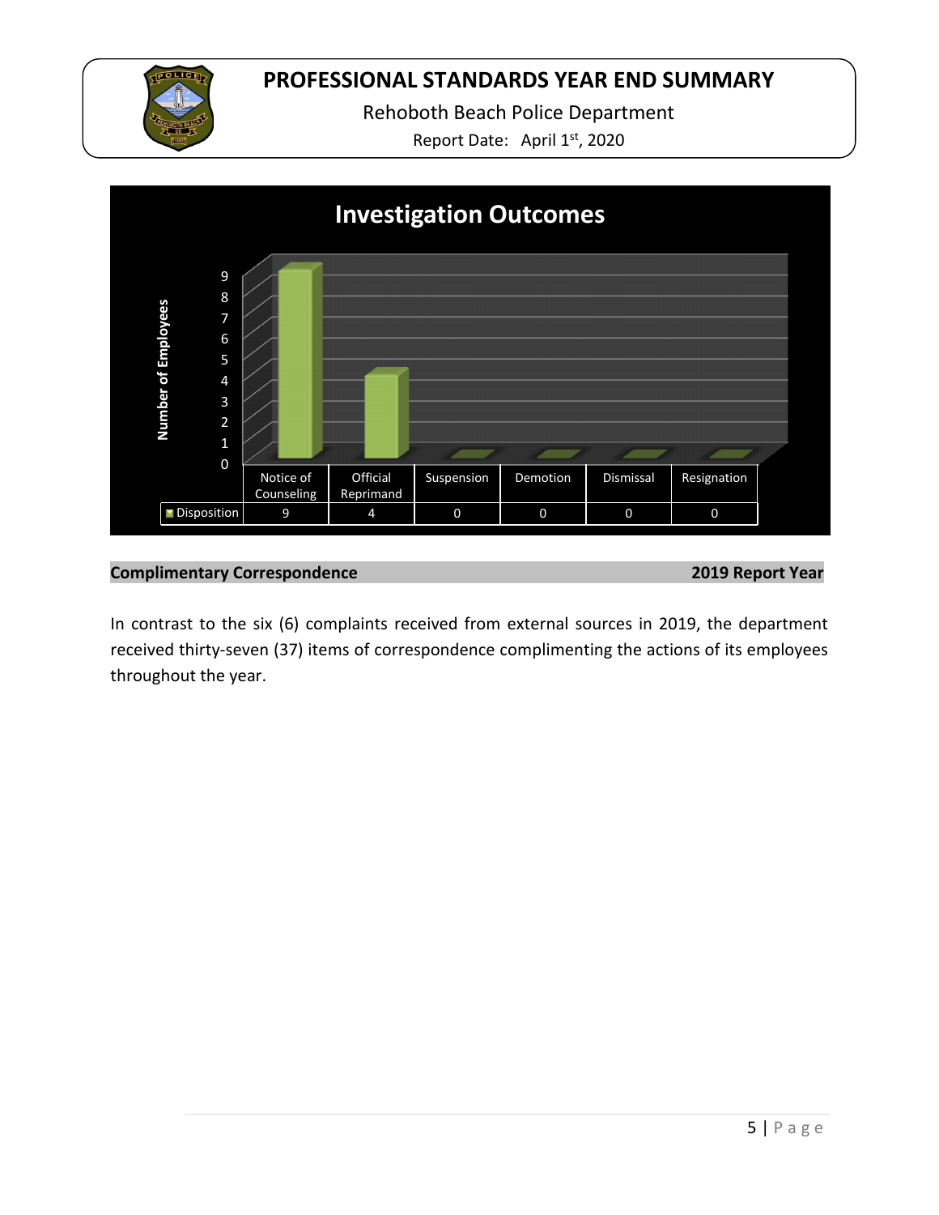# PROFESSIONAL STANDARDS YEAR END SUMMARY

Rehoboth Beach Police Department

Report Date: April 1st, 2020

Investigation Outcomes

Number of Employees

9
8
7
6
5
4
3
2
1
0

Notice of Counseling
Official Reprimand
Suspension
Demotion
Dismissal
Resignation

Disposition 9 4 0 0 0 0

**Complimentary Correspondence** **2019 Report Year**

In contrast to the six (6) complaints received from external sources in 2019, the department received thirty-seven (37) items of correspondence complimenting the actions of its employees throughout the year.